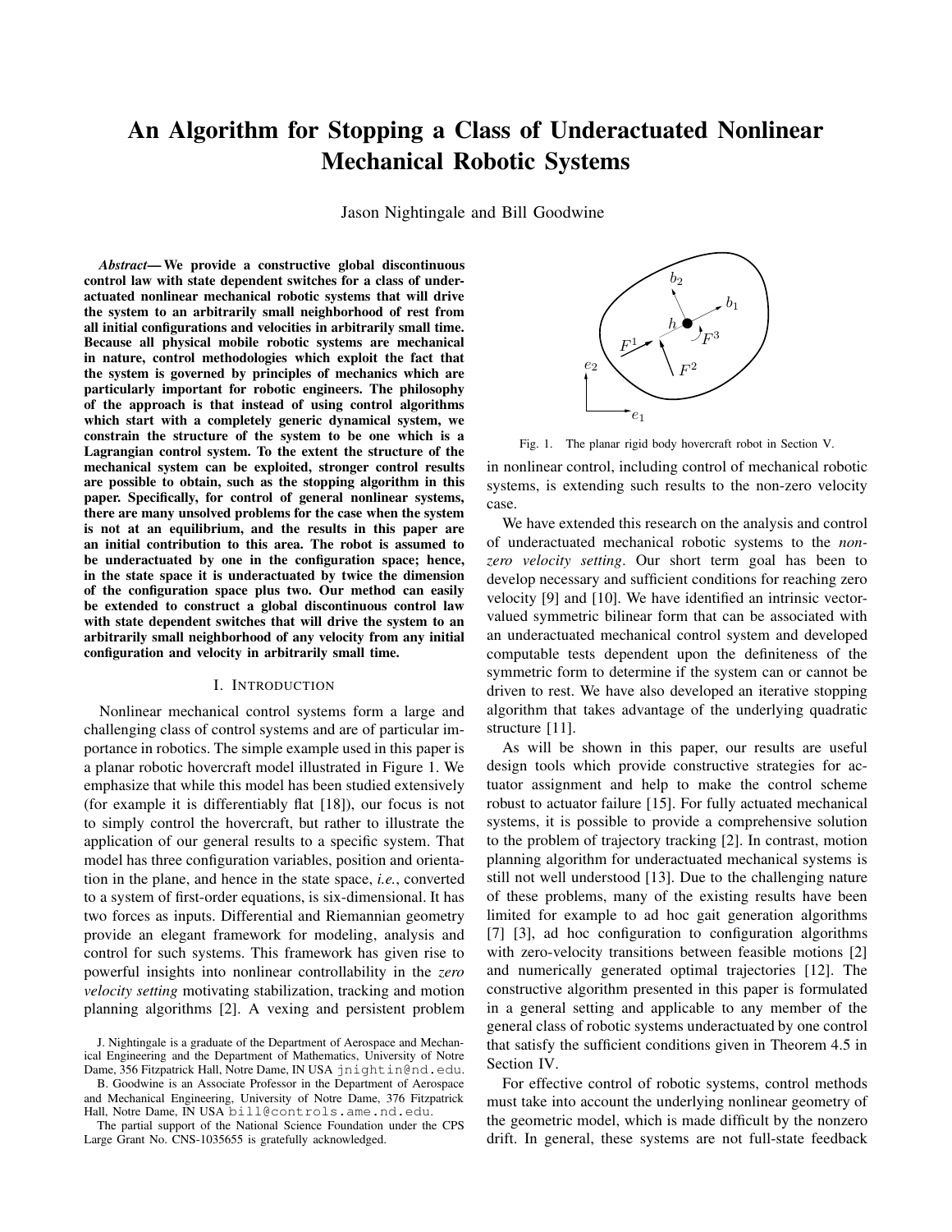# An Algorithm for Stopping a Class of Underactuated Nonlinear Mechanical Robotic Systems

Jason Nightingale and Bill Goodwine

***Abstract*— We provide a constructive global discontinuous control law with state dependent switches for a class of underactuated nonlinear mechanical robotic systems that will drive the system to an arbitrarily small neighborhood of rest from all initial configurations and velocities in arbitrarily small time. Because all physical mobile robotic systems are mechanical in nature, control methodologies which exploit the fact that the system is governed by principles of mechanics which are particularly important for robotic engineers. The philosophy of the approach is that instead of using control algorithms which start with a completely generic dynamical system, we constrain the structure of the system to be one which is a Lagrangian control system. To the extent the structure of the mechanical system can be exploited, stronger control results are possible to obtain, such as the stopping algorithm in this paper. Specifically, for control of general nonlinear systems, there are many unsolved problems for the case when the system is not at an equilibrium, and the results in this paper are an initial contribution to this area. The robot is assumed to be underactuated by one in the configuration space; hence, in the state space it is underactuated by twice the dimension of the configuration space plus two. Our method can easily be extended to construct a global discontinuous control law with state dependent switches that will drive the system to an arbitrarily small neighborhood of any velocity from any initial configuration and velocity in arbitrarily small time.**

## I. Introduction

Nonlinear mechanical control systems form a large and challenging class of control systems and are of particular importance in robotics. The simple example used in this paper is a planar robotic hovercraft model illustrated in Figure 1. We emphasize that while this model has been studied extensively (for example it is differentially flat [18]), our focus is not to simply control the hovercraft, but rather to illustrate the application of our general results to a specific system. That model has three configuration variables, position and orientation in the plane, and hence in the state space, *i.e.*, converted to a system of first-order equations, is six-dimensional. It has two forces as inputs. Differential and Riemannian geometry provide an elegant framework for modeling, analysis and control for such systems. This framework has given rise to powerful insights into nonlinear controllability in the *zero velocity setting* motivating stabilization, tracking and motion planning algorithms [2]. A vexing and persistent problem in nonlinear control, including control of mechanical robotic systems, is extending such results to the non-zero velocity case.

$b_2$ $b_1$ $h$ $F^1$ $F^3$ $F^2$ $e_2$ $e_1$

Fig. 1. The planar rigid body hovercraft robot in Section V.

We have extended this research on the analysis and control of underactuated mechanical robotic systems to the *nonzero velocity setting*. Our short term goal has been to develop necessary and sufficient conditions for reaching zero velocity [9] and [10]. We have identified an intrinsic vector-valued symmetric bilinear form that can be associated with an underactuated mechanical control system and developed computable tests dependent upon the definiteness of the symmetric form to determine if the system can or cannot be driven to rest. We have also developed an iterative stopping algorithm that takes advantage of the underlying quadratic structure [11].

As will be shown in this paper, our results are useful design tools which provide constructive strategies for actuator assignment and help to make the control scheme robust to actuator failure [15]. For fully actuated mechanical systems, it is possible to provide a comprehensive solution to the problem of trajectory tracking [2]. In contrast, motion planning algorithm for underactuated mechanical systems is still not well understood [13]. Due to the challenging nature of these problems, many of the existing results have been limited for example to ad hoc gait generation algorithms [7] [3], ad hoc configuration to configuration algorithms with zero-velocity transitions between feasible motions [2] and numerically generated optimal trajectories [12]. The constructive algorithm presented in this paper is formulated in a general setting and applicable to any member of the general class of robotic systems underactuated by one control that satisfy the sufficient conditions given in Theorem 4.5 in Section IV.

For effective control of robotic systems, control methods must take into account the underlying nonlinear geometry of the geometric model, which is made difficult by the nonzero drift. In general, these systems are not full-state feedback

J. Nightingale is a graduate of the Department of Aerospace and Mechanical Engineering and the Department of Mathematics, University of Notre Dame, 356 Fitzpatrick Hall, Notre Dame, IN USA jnightin@nd.edu.

B. Goodwine is an Associate Professor in the Department of Aerospace and Mechanical Engineering, University of Notre Dame, 376 Fitzpatrick Hall, Notre Dame, IN USA bill@controls.ame.nd.edu.

The partial support of the National Science Foundation under the CPS Large Grant No. CNS-1035655 is gratefully acknowledged.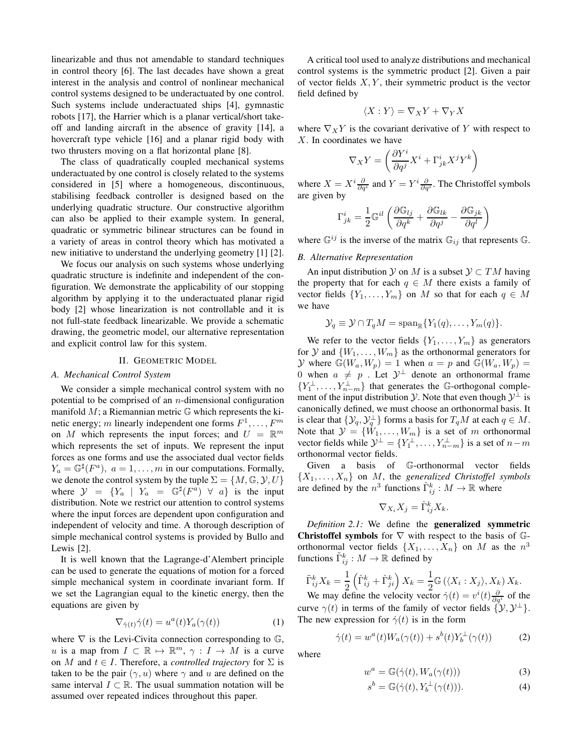linearizable and thus not amendable to standard techniques in control theory [6]. The last decades have shown a great interest in the analysis and control of nonlinear mechanical control systems designed to be underactuated by one control. Such systems include underactuated ships [4], gymnastic robots [17], the Harrier which is a planar vertical/short take-off and landing aircraft in the absence of gravity [14], a hovercraft type vehicle [16] and a planar rigid body with two thrusters moving on a flat horizontal plane [8].

The class of quadratically coupled mechanical systems underactuated by one control is closely related to the systems considered in [5] where a homogeneous, discontinuous, stabilising feedback controller is designed based on the underlying quadratic structure. Our constructive algorithm can also be applied to their example system. In general, quadratic or symmetric bilinear structures can be found in a variety of areas in control theory which has motivated a new initiative to understand the underlying geometry [1] [2].

We focus our analysis on such systems whose underlying quadratic structure is indefinite and independent of the configuration. We demonstrate the applicability of our stopping algorithm by applying it to the underactuated planar rigid body [2] whose linearization is not controllable and it is not full-state feedback linearizable. We provide a schematic drawing, the geometric model, our alternative representation and explicit control law for this system.

## II. Geometric Model

### A. Mechanical Control System

We consider a simple mechanical control system with no potential to be comprised of an $n$-dimensional configuration manifold $M$; a Riemannian metric $\mathbb{G}$ which represents the kinetic energy; $m$ linearly independent one forms $F^1, \ldots, F^m$ on $M$ which represents the input forces; and $U = \mathbb{R}^m$ which represents the set of inputs. We represent the input forces as one forms and use the associated dual vector fields $Y_a = \mathbb{G}^\sharp(F^a),\ a = 1, \ldots, m$ in our computations. Formally, we denote the control system by the tuple $\Sigma = \{M, \mathbb{G}, \mathcal{Y}, U\}$ where $\mathcal{Y} = \{Y_a \mid Y_a = \mathbb{G}^\sharp(F^a)\ \forall\ a\}$ is the input distribution. Note we restrict our attention to control systems where the input forces are dependent upon configuration and independent of velocity and time. A thorough description of simple mechanical control systems is provided by Bullo and Lewis [2].

It is well known that the Lagrange-d'Alembert principle can be used to generate the equations of motion for a forced simple mechanical system in coordinate invariant form. If we set the Lagrangian equal to the kinetic energy, then the equations are given by

$$\nabla_{\dot{\gamma}(t)}\dot{\gamma}(t) = u^a(t)Y_a(\gamma(t)) \tag{1}$$

where $\nabla$ is the Levi-Civita connection corresponding to $\mathbb{G}$, $u$ is a map from $I \subset \mathbb{R} \mapsto \mathbb{R}^m$, $\gamma : I \to M$ is a curve on $M$ and $t \in I$. Therefore, a *controlled trajectory* for $\Sigma$ is taken to be the pair $(\gamma, u)$ where $\gamma$ and $u$ are defined on the same interval $I \subset \mathbb{R}$. The usual summation notation will be assumed over repeated indices throughout this paper.

A critical tool used to analyze distributions and mechanical control systems is the symmetric product [2]. Given a pair of vector fields $X, Y$, their symmetric product is the vector field defined by

$$\langle X : Y \rangle = \nabla_X Y + \nabla_Y X$$

where $\nabla_X Y$ is the covariant derivative of $Y$ with respect to $X$. In coordinates we have

$$\nabla_X Y = \left( \frac{\partial Y^i}{\partial q^j} X^i + \Gamma^i_{jk} X^j Y^k \right)$$

where $X = X^i \frac{\partial}{\partial q^i}$ and $Y = Y^i \frac{\partial}{\partial q^i}$. The Christoffel symbols are given by

$$\Gamma^i_{jk} = \frac{1}{2}\mathbb{G}^{il}\left( \frac{\partial \mathbb{G}_{lj}}{\partial q^k} + \frac{\partial \mathbb{G}_{lk}}{\partial q^j} - \frac{\partial \mathbb{G}_{jk}}{\partial q^l} \right)$$

where $\mathbb{G}^{ij}$ is the inverse of the matrix $\mathbb{G}_{ij}$ that represents $\mathbb{G}$.

### B. Alternative Representation

An input distribution $\mathcal{Y}$ on $M$ is a subset $\mathcal{Y} \subset TM$ having the property that for each $q \in M$ there exists a family of vector fields $\{Y_1, \ldots, Y_m\}$ on $M$ so that for each $q \in M$ we have

$$\mathcal{Y}_q \equiv \mathcal{Y} \cap T_q M = \mathrm{span}_{\mathbb{R}}\{Y_1(q), \ldots, Y_m(q)\}.$$

We refer to the vector fields $\{Y_1, \ldots, Y_m\}$ as generators for $\mathcal{Y}$ and $\{W_1, \ldots, W_m\}$ as the orthonormal generators for $\mathcal{Y}$ where $\mathbb{G}(W_a, W_p) = 1$ when $a = p$ and $\mathbb{G}(W_a, W_p) = 0$ when $a \neq p$ . Let $\mathcal{Y}^\perp$ denote an orthonormal frame $\{Y_1^\perp, \ldots, Y_{n-m}^\perp\}$ that generates the $\mathbb{G}$-orthogonal complement of the input distribution $\mathcal{Y}$. Note that even though $\mathcal{Y}^\perp$ is canonically defined, we must choose an orthonormal basis. It is clear that $\{\mathcal{Y}_q, \mathcal{Y}_q^\perp\}$ forms a basis for $T_q M$ at each $q \in M$. Note that $\mathcal{Y} = \{W_1, \ldots, W_m\}$ is a set of $m$ orthonormal vector fields while $\mathcal{Y}^\perp = \{Y_1^\perp, \ldots, Y_{n-m}^\perp\}$ is a set of $n-m$ orthonormal vector fields.

Given a basis of $\mathbb{G}$-orthonormal vector fields $\{X_1, \ldots, X_n\}$ on $M$, the *generalized Christoffel symbols* are defined by the $n^3$ functions $\hat{\Gamma}^k_{ij} : M \to \mathbb{R}$ where

$$\nabla_{X_i} X_j = \hat{\Gamma}^k_{ij} X_k.$$

*Definition 2.1:* We define the **generalized symmetric Christoffel symbols** for $\nabla$ with respect to the basis of $\mathbb{G}$-orthonormal vector fields $\{X_1, \ldots, X_n\}$ on $M$ as the $n^3$ functions $\tilde{\Gamma}^k_{ij} : M \to \mathbb{R}$ defined by

$$\tilde{\Gamma}^k_{ij} X_k = \frac{1}{2}\left( \hat{\Gamma}^k_{ij} + \hat{\Gamma}^k_{ji} \right) X_k = \frac{1}{2}\mathbb{G}\left( \langle X_i : X_j \rangle, X_k \right) X_k.$$

We may define the velocity vector $\dot{\gamma}(t) = v^i(t)\frac{\partial}{\partial q^i}$ of the curve $\gamma(t)$ in terms of the family of vector fields $\{\mathcal{Y}, \mathcal{Y}^\perp\}$. The new expression for $\dot{\gamma}(t)$ is in the form

$$\dot{\gamma}(t) = w^a(t)W_a(\gamma(t)) + s^b(t)Y_b^\perp(\gamma(t)) \tag{2}$$

where

$$w^a = \mathbb{G}(\dot{\gamma}(t), W_a(\gamma(t))) \tag{3}$$

$$s^b = \mathbb{G}(\dot{\gamma}(t), Y_b^\perp(\gamma(t))). \tag{4}$$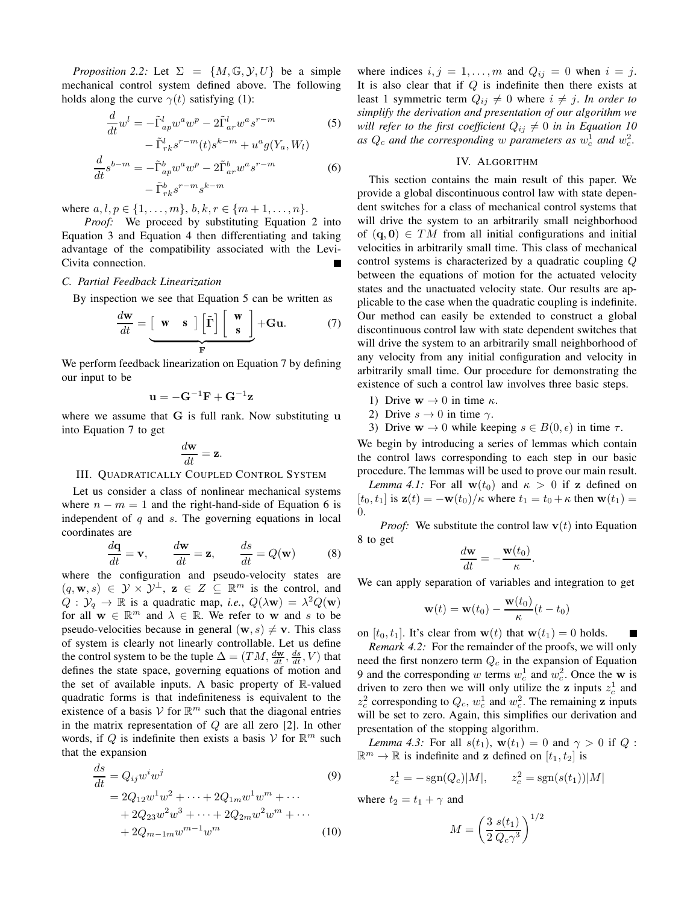*Proposition 2.2:* Let $\Sigma = \{M, \mathbb{G}, \mathcal{Y}, U\}$ be a simple mechanical control system defined above. The following holds along the curve $\gamma(t)$ satisfying (1):

$$\frac{d}{dt}w^l = -\tilde{\Gamma}^l_{ap}w^a w^p - 2\tilde{\Gamma}^l_{ar}w^a s^{r-m} \tag{5}$$
$$- \tilde{\Gamma}^l_{rk}s^{r-m}(t)s^{k-m} + u^a g(Y_a, W_l)$$

$$\frac{d}{dt}s^{b-m} = -\tilde{\Gamma}^b_{ap}w^a w^p - 2\tilde{\Gamma}^b_{ar}w^a s^{r-m} \tag{6}$$
$$- \tilde{\Gamma}^b_{rk}s^{r-m}s^{k-m}$$

where $a, l, p \in \{1, \ldots, m\}$, $b, k, r \in \{m+1, \ldots, n\}$.

*Proof:* We proceed by substituting Equation 2 into Equation 3 and Equation 4 then differentiating and taking advantage of the compatibility associated with the Levi-Civita connection. ■

### C. Partial Feedback Linearization

By inspection we see that Equation 5 can be written as

$$\frac{d\mathbf{w}}{dt} = \underbrace{\left[\begin{array}{cc} \mathbf{w} & \mathbf{s} \end{array}\right]\left[\tilde{\mathbf{\Gamma}}\right]\left[\begin{array}{c} \mathbf{w} \\ \mathbf{s} \end{array}\right]}_{\mathbf{F}} + \mathbf{G}\mathbf{u}. \tag{7}$$

We perform feedback linearization on Equation 7 by defining our input to be

$$\mathbf{u} = -\mathbf{G}^{-1}\mathbf{F} + \mathbf{G}^{-1}\mathbf{z}$$

where we assume that $\mathbf{G}$ is full rank. Now substituting $\mathbf{u}$ into Equation 7 to get

$$\frac{d\mathbf{w}}{dt} = \mathbf{z}.$$

## III. Quadratically Coupled Control System

Let us consider a class of nonlinear mechanical systems where $n - m = 1$ and the right-hand-side of Equation 6 is independent of $q$ and $s$. The governing equations in local coordinates are

$$\frac{d\mathbf{q}}{dt} = \mathbf{v}, \qquad \frac{d\mathbf{w}}{dt} = \mathbf{z}, \qquad \frac{ds}{dt} = Q(\mathbf{w}) \tag{8}$$

where the configuration and pseudo-velocity states are $(q, \mathbf{w}, s) \in \mathcal{Y} \times \mathcal{Y}^{\perp}$, $\mathbf{z} \in Z \subseteq \mathbb{R}^m$ is the control, and $Q : \mathcal{Y}_q \to \mathbb{R}$ is a quadratic map, *i.e.*, $Q(\lambda\mathbf{w}) = \lambda^2 Q(\mathbf{w})$ for all $\mathbf{w} \in \mathbb{R}^m$ and $\lambda \in \mathbb{R}$. We refer to $\mathbf{w}$ and $s$ to be pseudo-velocities because in general $(\mathbf{w}, s) \neq \mathbf{v}$. This class of system is clearly not linearly controllable. Let us define the control system to be the tuple $\Delta = (TM, \frac{d\mathbf{w}}{dt}, \frac{ds}{dt}, V)$ that defines the state space, governing equations of motion and the set of available inputs. A basic property of $\mathbb{R}$-valued quadratic forms is that indefiniteness is equivalent to the existence of a basis $\mathcal{V}$ for $\mathbb{R}^m$ such that the diagonal entries in the matrix representation of $Q$ are all zero [2]. In other words, if $Q$ is indefinite then exists a basis $\mathcal{V}$ for $\mathbb{R}^m$ such that the expansion

$$\frac{ds}{dt} = Q_{ij}w^i w^j \tag{9}$$
$$= 2Q_{12}w^1 w^2 + \cdots + 2Q_{1m}w^1 w^m + \cdots$$
$$+ 2Q_{23}w^2 w^3 + \cdots + 2Q_{2m}w^2 w^m + \cdots$$
$$+ 2Q_{m-1m}w^{m-1}w^m \tag{10}$$

where indices $i, j = 1, \ldots, m$ and $Q_{ij} = 0$ when $i = j$. It is also clear that if $Q$ is indefinite then there exists at least 1 symmetric term $Q_{ij} \neq 0$ where $i \neq j$. *In order to simplify the derivation and presentation of our algorithm we will refer to the first coefficient $Q_{ij} \neq 0$ in in Equation 10 as $Q_c$ and the corresponding $w$ parameters as $w_c^1$ and $w_c^2$.*

## IV. Algorithm

This section contains the main result of this paper. We provide a global discontinuous control law with state dependent switches for a class of mechanical control systems that will drive the system to an arbitrarily small neighborhood of $(\mathbf{q}, \mathbf{0}) \in TM$ from all initial configurations and initial velocities in arbitrarily small time. This class of mechanical control systems is characterized by a quadratic coupling $Q$ between the equations of motion for the actuated velocity states and the unactuated velocity state. Our results are applicable to the case when the quadratic coupling is indefinite. Our method can easily be extended to construct a global discontinuous control law with state dependent switches that will drive the system to an arbitrarily small neighborhood of any velocity from any initial configuration and velocity in arbitrarily small time. Our procedure for demonstrating the existence of such a control law involves three basic steps.

1) Drive $\mathbf{w} \to 0$ in time $\kappa$.
2) Drive $s \to 0$ in time $\gamma$.
3) Drive $\mathbf{w} \to 0$ while keeping $s \in B(0, \epsilon)$ in time $\tau$.

We begin by introducing a series of lemmas which contain the control laws corresponding to each step in our basic procedure. The lemmas will be used to prove our main result.

*Lemma 4.1:* For all $\mathbf{w}(t_0)$ and $\kappa > 0$ if $\mathbf{z}$ defined on $[t_0, t_1]$ is $\mathbf{z}(t) = -\mathbf{w}(t_0)/\kappa$ where $t_1 = t_0 + \kappa$ then $\mathbf{w}(t_1) = 0$.

*Proof:* We substitute the control law $\mathbf{v}(t)$ into Equation 8 to get

$$\frac{d\mathbf{w}}{dt} = -\frac{\mathbf{w}(t_0)}{\kappa}.$$

We can apply separation of variables and integration to get

$$\mathbf{w}(t) = \mathbf{w}(t_0) - \frac{\mathbf{w}(t_0)}{\kappa}(t - t_0)$$

on $[t_0, t_1]$. It's clear from $\mathbf{w}(t)$ that $\mathbf{w}(t_1) = 0$ holds. ■

*Remark 4.2:* For the remainder of the proofs, we will only need the first nonzero term $Q_c$ in the expansion of Equation 9 and the corresponding $w$ terms $w_c^1$ and $w_c^2$. Once the $\mathbf{w}$ is driven to zero then we will only utilize the $\mathbf{z}$ inputs $z_c^1$ and $z_c^2$ corresponding to $Q_c$, $w_c^1$ and $w_c^2$. The remaining $\mathbf{z}$ inputs will be set to zero. Again, this simplifies our derivation and presentation of the stopping algorithm.

*Lemma 4.3:* For all $s(t_1)$, $\mathbf{w}(t_1) = 0$ and $\gamma > 0$ if $Q : \mathbb{R}^m \to \mathbb{R}$ is indefinite and $\mathbf{z}$ defined on $[t_1, t_2]$ is

$$z_c^1 = -\operatorname{sgn}(Q_c)|M|, \qquad z_c^2 = \operatorname{sgn}(s(t_1))|M|$$

where $t_2 = t_1 + \gamma$ and

$$M = \left(\frac{3}{2}\frac{s(t_1)}{Q_c\gamma^3}\right)^{1/2}$$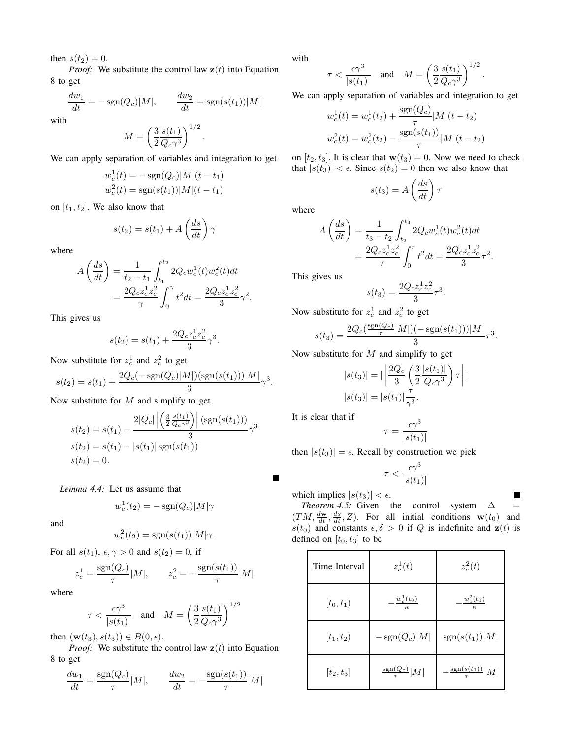then $s(t_2) = 0$.

*Proof:* We substitute the control law $\mathbf{z}(t)$ into Equation 8 to get

$$\frac{dw_1}{dt} = -\operatorname{sgn}(Q_c)|M|, \qquad \frac{dw_2}{dt} = \operatorname{sgn}(s(t_1))|M|$$

with

$$M = \left(\frac{3}{2}\frac{s(t_1)}{Q_c\gamma^3}\right)^{1/2}.$$

We can apply separation of variables and integration to get

$$w_c^1(t) = -\operatorname{sgn}(Q_c)|M|(t - t_1)$$
$$w_c^2(t) = \operatorname{sgn}(s(t_1))|M|(t - t_1)$$

on $[t_1, t_2]$. We also know that

$$s(t_2) = s(t_1) + A\left(\frac{ds}{dt}\right)\gamma$$

where

$$A\left(\frac{ds}{dt}\right) = \frac{1}{t_2 - t_1}\int_{t_1}^{t_2} 2Q_c w_c^1(t) w_c^2(t) dt = \frac{2Q_c z_c^1 z_c^2}{\gamma}\int_0^{\gamma} t^2 dt = \frac{2Q_c z_c^1 z_c^2}{3}\gamma^2.$$

This gives us

$$s(t_2) = s(t_1) + \frac{2Q_c z_c^1 z_c^2}{3}\gamma^3.$$

Now substitute for $z_c^1$ and $z_c^2$ to get

$$s(t_2) = s(t_1) + \frac{2Q_c(-\operatorname{sgn}(Q_c)|M|)(\operatorname{sgn}(s(t_1)))|M|}{3}\gamma^3.$$

Now substitute for $M$ and simplify to get

$$s(t_2) = s(t_1) - \frac{2|Q_c|\left|\left(\frac{3}{2}\frac{s(t_1)}{Q_c\gamma^3}\right)\right|(\operatorname{sgn}(s(t_1)))}{3}\gamma^3$$
$$s(t_2) = s(t_1) - |s(t_1)|\operatorname{sgn}(s(t_1))$$
$$s(t_2) = 0.$$

■

*Lemma 4.4:* Let us assume that

$$w_c^1(t_2) = -\operatorname{sgn}(Q_c)|M|\gamma$$

and

$$w_c^2(t_2) = \operatorname{sgn}(s(t_1))|M|\gamma.$$

For all $s(t_1)$, $\epsilon, \gamma > 0$ and $s(t_2) = 0$, if

$$z_c^1 = \frac{\operatorname{sgn}(Q_c)}{\tau}|M|, \qquad z_c^2 = -\frac{\operatorname{sgn}(s(t_1))}{\tau}|M|$$

where

$$\tau < \frac{\epsilon\gamma^3}{|s(t_1)|} \quad \text{and} \quad M = \left(\frac{3}{2}\frac{s(t_1)}{Q_c\gamma^3}\right)^{1/2}$$

then $(\mathbf{w}(t_3), s(t_3)) \in B(0, \epsilon)$.

*Proof:* We substitute the control law $\mathbf{z}(t)$ into Equation 8 to get

$$\frac{dw_1}{dt} = \frac{\operatorname{sgn}(Q_c)}{\tau}|M|, \qquad \frac{dw_2}{dt} = -\frac{\operatorname{sgn}(s(t_1))}{\tau}|M|$$

with

$$\tau < \frac{\epsilon\gamma^3}{|s(t_1)|} \quad \text{and} \quad M = \left(\frac{3}{2}\frac{s(t_1)}{Q_c\gamma^3}\right)^{1/2}.$$

We can apply separation of variables and integration to get

$$w_c^1(t) = w_c^1(t_2) + \frac{\operatorname{sgn}(Q_c)}{\tau}|M|(t - t_2)$$
$$w_c^2(t) = w_c^2(t_2) - \frac{\operatorname{sgn}(s(t_1))}{\tau}|M|(t - t_2)$$

on $[t_2, t_3]$. It is clear that $\mathbf{w}(t_3) = 0$. Now we need to check that $|s(t_3)| < \epsilon$. Since $s(t_2) = 0$ then we also know that

$$s(t_3) = A\left(\frac{ds}{dt}\right)\tau$$

where

$$A\left(\frac{ds}{dt}\right) = \frac{1}{t_3 - t_2}\int_{t_2}^{t_3} 2Q_c w_c^1(t) w_c^2(t) dt = \frac{2Q_c z_c^1 z_c^2}{\tau}\int_0^{\tau} t^2 dt = \frac{2Q_c z_c^1 z_c^2}{3}\tau^2.$$

This gives us

$$s(t_3) = \frac{2Q_c z_c^1 z_c^2}{3}\tau^3.$$

Now substitute for $z_c^1$ and $z_c^2$ to get

$$s(t_3) = \frac{2Q_c(\frac{\operatorname{sgn}(Q_c)}{\tau}|M|)(-\operatorname{sgn}(s(t_1)))|M|}{3}\tau^3.$$

Now substitute for $M$ and simplify to get

$$|s(t_3)| = \left|\left|\frac{2Q_c}{3}\left(\frac{3}{2}\frac{|s(t_1)|}{Q_c\gamma^3}\right)\tau\right|\right|$$
$$|s(t_3)| = |s(t_1)|\frac{\tau}{\gamma^3}.$$

It is clear that if

$$\tau = \frac{\epsilon\gamma^3}{|s(t_1)|}$$

then $|s(t_3)| = \epsilon$. Recall by construction we pick

$$\tau < \frac{\epsilon\gamma^3}{|s(t_1)|}$$

which implies $|s(t_3)| < \epsilon$. ■

*Theorem 4.5:* Given the control system $\Delta = (TM, \frac{d\mathbf{w}}{dt}, \frac{ds}{dt}, Z)$. For all initial conditions $\mathbf{w}(t_0)$ and $s(t_0)$ and constants $\epsilon, \delta > 0$ if $Q$ is indefinite and $\mathbf{z}(t)$ is defined on $[t_0, t_3]$ to be

| Time Interval | $z_c^1(t)$ | $z_c^2(t)$ |
|---|---|---|
| $[t_0, t_1)$ | $-\frac{w_c^1(t_0)}{\kappa}$ | $-\frac{w_c^2(t_0)}{\kappa}$ |
| $[t_1, t_2)$ | $-\operatorname{sgn}(Q_c)\|M\|$ | $\operatorname{sgn}(s(t_1))\|M\|$ |
| $[t_2, t_3]$ | $\frac{\operatorname{sgn}(Q_c)}{\tau}\|M\|$ | $-\frac{\operatorname{sgn}(s(t_1))}{\tau}\|M\|$ |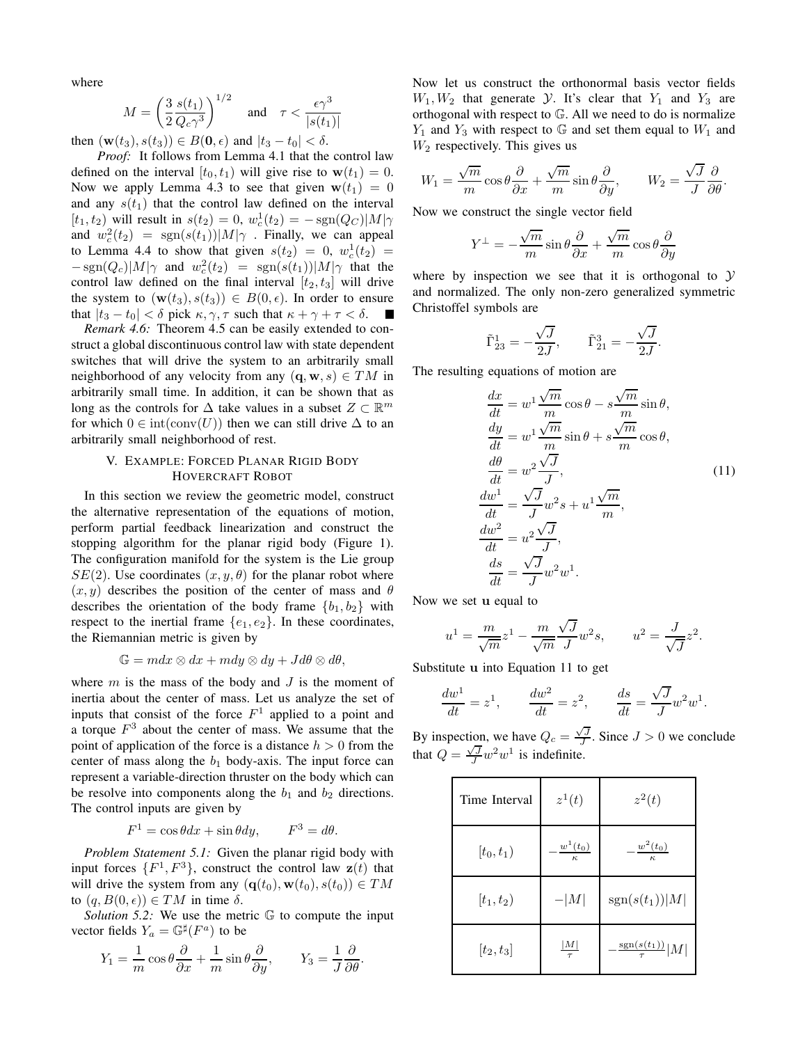where

$$M = \left(\frac{3}{2}\frac{s(t_1)}{Q_c\gamma^3}\right)^{1/2} \quad \text{and} \quad \tau < \frac{\epsilon\gamma^3}{|s(t_1)|}$$

then $(\mathbf{w}(t_3), s(t_3)) \in B(\mathbf{0}, \epsilon)$ and $|t_3 - t_0| < \delta$.

*Proof:* It follows from Lemma 4.1 that the control law defined on the interval $[t_0, t_1)$ will give rise to $\mathbf{w}(t_1) = 0$. Now we apply Lemma 4.3 to see that given $\mathbf{w}(t_1) = 0$ and any $s(t_1)$ that the control law defined on the interval $[t_1, t_2)$ will result in $s(t_2) = 0$, $w_c^1(t_2) = -\operatorname{sgn}(Q_C)|M|\gamma$ and $w_c^2(t_2) = \operatorname{sgn}(s(t_1))|M|\gamma$ . Finally, we can appeal to Lemma 4.4 to show that given $s(t_2) = 0$, $w_c^1(t_2) = -\operatorname{sgn}(Q_c)|M|\gamma$ and $w_c^2(t_2) = \operatorname{sgn}(s(t_1))|M|\gamma$ that the control law defined on the final interval $[t_2, t_3]$ will drive the system to $(\mathbf{w}(t_3), s(t_3)) \in B(0, \epsilon)$. In order to ensure that $|t_3 - t_0| < \delta$ pick $\kappa, \gamma, \tau$ such that $\kappa + \gamma + \tau < \delta$. ■

*Remark 4.6:* Theorem 4.5 can be easily extended to construct a global discontinuous control law with state dependent switches that will drive the system to an arbitrarily small neighborhood of any velocity from any $(\mathbf{q}, \mathbf{w}, s) \in TM$ in arbitrarily small time. In addition, it can be shown that as long as the controls for $\Delta$ take values in a subset $Z \subset \mathbb{R}^m$ for which $0 \in \operatorname{int}(\operatorname{conv}(U))$ then we can still drive $\Delta$ to an arbitrarily small neighborhood of rest.

## V. Example: Forced Planar Rigid Body Hovercraft Robot

In this section we review the geometric model, construct the alternative representation of the equations of motion, perform partial feedback linearization and construct the stopping algorithm for the planar rigid body (Figure 1). The configuration manifold for the system is the Lie group $SE(2)$. Use coordinates $(x, y, \theta)$ for the planar robot where $(x, y)$ describes the position of the center of mass and $\theta$ describes the orientation of the body frame $\{b_1, b_2\}$ with respect to the inertial frame $\{e_1, e_2\}$. In these coordinates, the Riemannian metric is given by

$$\mathbb{G} = m dx \otimes dx + m dy \otimes dy + J d\theta \otimes d\theta,$$

where $m$ is the mass of the body and $J$ is the moment of inertia about the center of mass. Let us analyze the set of inputs that consist of the force $F^1$ applied to a point and a torque $F^3$ about the center of mass. We assume that the point of application of the force is a distance $h > 0$ from the center of mass along the $b_1$ body-axis. The input force can represent a variable-direction thruster on the body which can be resolve into components along the $b_1$ and $b_2$ directions. The control inputs are given by

$$F^1 = \cos\theta dx + \sin\theta dy, \qquad F^3 = d\theta.$$

*Problem Statement 5.1:* Given the planar rigid body with input forces $\{F^1, F^3\}$, construct the control law $\mathbf{z}(t)$ that will drive the system from any $(\mathbf{q}(t_0), \mathbf{w}(t_0), s(t_0)) \in TM$ to $(q, B(0, \epsilon)) \in TM$ in time $\delta$.

*Solution 5.2:* We use the metric $\mathbb{G}$ to compute the input vector fields $Y_a = \mathbb{G}^\sharp(F^a)$ to be

$$Y_1 = \frac{1}{m}\cos\theta\frac{\partial}{\partial x} + \frac{1}{m}\sin\theta\frac{\partial}{\partial y}, \qquad Y_3 = \frac{1}{J}\frac{\partial}{\partial\theta}.$$

Now let us construct the orthonormal basis vector fields $W_1, W_2$ that generate $\mathcal{Y}$. It's clear that $Y_1$ and $Y_3$ are orthogonal with respect to $\mathbb{G}$. All we need to do is normalize $Y_1$ and $Y_3$ with respect to $\mathbb{G}$ and set them equal to $W_1$ and $W_2$ respectively. This gives us

$$W_1 = \frac{\sqrt{m}}{m}\cos\theta\frac{\partial}{\partial x} + \frac{\sqrt{m}}{m}\sin\theta\frac{\partial}{\partial y}, \qquad W_2 = \frac{\sqrt{J}}{J}\frac{\partial}{\partial\theta}.$$

Now we construct the single vector field

$$Y^\perp = -\frac{\sqrt{m}}{m}\sin\theta\frac{\partial}{\partial x} + \frac{\sqrt{m}}{m}\cos\theta\frac{\partial}{\partial y}$$

where by inspection we see that it is orthogonal to $\mathcal{Y}$ and normalized. The only non-zero generalized symmetric Christoffel symbols are

$$\tilde{\Gamma}^1_{23} = -\frac{\sqrt{J}}{2J}, \qquad \tilde{\Gamma}^3_{21} = -\frac{\sqrt{J}}{2J}.$$

The resulting equations of motion are

$$\begin{aligned}
\frac{dx}{dt} &= w^1\frac{\sqrt{m}}{m}\cos\theta - s\frac{\sqrt{m}}{m}\sin\theta,\\
\frac{dy}{dt} &= w^1\frac{\sqrt{m}}{m}\sin\theta + s\frac{\sqrt{m}}{m}\cos\theta,\\
\frac{d\theta}{dt} &= w^2\frac{\sqrt{J}}{J},\\
\frac{dw^1}{dt} &= \frac{\sqrt{J}}{J}w^2 s + u^1\frac{\sqrt{m}}{m},\\
\frac{dw^2}{dt} &= u^2\frac{\sqrt{J}}{J},\\
\frac{ds}{dt} &= \frac{\sqrt{J}}{J}w^2 w^1.
\end{aligned} \tag{11}$$

Now we set $\mathbf{u}$ equal to

$$u^1 = \frac{m}{\sqrt{m}}z^1 - \frac{m}{\sqrt{m}}\frac{\sqrt{J}}{J}w^2 s, \qquad u^2 = \frac{J}{\sqrt{J}}z^2.$$

Substitute $\mathbf{u}$ into Equation 11 to get

$$\frac{dw^1}{dt} = z^1, \qquad \frac{dw^2}{dt} = z^2, \qquad \frac{ds}{dt} = \frac{\sqrt{J}}{J}w^2 w^1.$$

By inspection, we have $Q_c = \frac{\sqrt{J}}{J}$. Since $J > 0$ we conclude that $Q = \frac{\sqrt{J}}{J}w^2 w^1$ is indefinite.

| Time Interval | $z^1(t)$ | $z^2(t)$ |
|---|---|---|
| $[t_0, t_1)$ | $-\frac{w^1(t_0)}{\kappa}$ | $-\frac{w^2(t_0)}{\kappa}$ |
| $[t_1, t_2)$ | $-\lvert M\rvert$ | $\operatorname{sgn}(s(t_1))\lvert M\rvert$ |
| $[t_2, t_3]$ | $\frac{\lvert M\rvert}{\tau}$ | $-\frac{\operatorname{sgn}(s(t_1))}{\tau}\lvert M\rvert$ |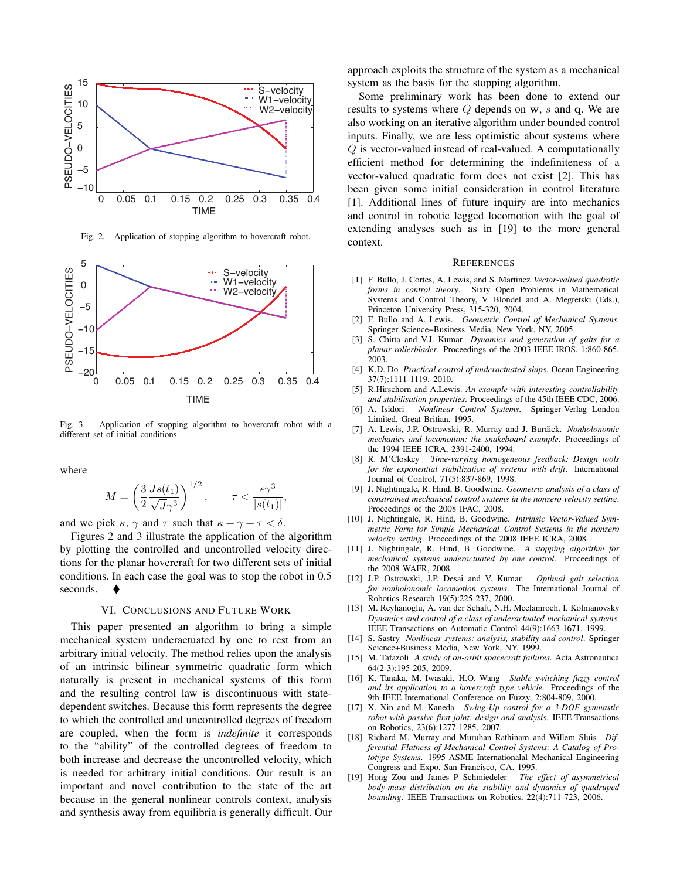PSEUDO–VELOCITIES

15
10
5
0
−5
−10

0 0.05 0.1 0.15 0.2 0.25 0.3 0.35 0.4

TIME

S−velocity
W1−velocity
W2−velocity

Fig. 2. Application of stopping algorithm to hovercraft robot.

PSEUDO–VELOCITIES

5
0
−5
−10
−15
−20

0 0.05 0.1 0.15 0.2 0.25 0.3 0.35 0.4

TIME

S−velocity
W1−velocity
W2−velocity

Fig. 3. Application of stopping algorithm to hovercraft robot with a different set of initial conditions.

where

$$M = \left(\frac{3}{2}\frac{Js(t_1)}{\sqrt{J}\gamma^3}\right)^{1/2}, \qquad \tau < \frac{\epsilon\gamma^3}{|s(t_1)|},$$

and we pick $\kappa$, $\gamma$ and $\tau$ such that $\kappa + \gamma + \tau < \delta$.

Figures 2 and 3 illustrate the application of the algorithm by plotting the controlled and uncontrolled velocity directions for the planar hovercraft for two different sets of initial conditions. In each case the goal was to stop the robot in 0.5 seconds. ♦

## VI. Conclusions and Future Work

This paper presented an algorithm to bring a simple mechanical system underactuated by one to rest from an arbitrary initial velocity. The method relies upon the analysis of an intrinsic bilinear symmetric quadratic form which naturally is present in mechanical systems of this form and the resulting control law is discontinuous with state-dependent switches. Because this form represents the degree to which the controlled and uncontrolled degrees of freedom are coupled, when the form is *indefinite* it corresponds to the "ability" of the controlled degrees of freedom to both increase and decrease the uncontrolled velocity, which is needed for arbitrary initial conditions. Our result is an important and novel contribution to the state of the art because in the general nonlinear controls context, analysis and synthesis away from equilibria is generally difficult. Our approach exploits the structure of the system as a mechanical system as the basis for the stopping algorithm.

Some preliminary work has been done to extend our results to systems where $Q$ depends on $\mathbf{w}$, $s$ and $\mathbf{q}$. We are also working on an iterative algorithm under bounded control inputs. Finally, we are less optimistic about systems where $Q$ is vector-valued instead of real-valued. A computationally efficient method for determining the indefiniteness of a vector-valued quadratic form does not exist [2]. This has been given some initial consideration in control literature [1]. Additional lines of future inquiry are into mechanics and control in robotic legged locomotion with the goal of extending analyses such as in [19] to the more general context.

## References

[1] F. Bullo, J. Cortes, A. Lewis, and S. Martinez *Vector-valued quadratic forms in control theory*. Sixty Open Problems in Mathematical Systems and Control Theory, V. Blondel and A. Megretski (Eds.), Princeton University Press, 315-320, 2004.

[2] F. Bullo and A. Lewis. *Geometric Control of Mechanical Systems*. Springer Science+Business Media, New York, NY, 2005.

[3] S. Chitta and V.J. Kumar. *Dynamics and generation of gaits for a planar rollerblader*. Proceedings of the 2003 IEEE IROS, 1:860-865, 2003.

[4] K.D. Do *Practical control of underactuated ships*. Ocean Engineering 37(7):1111-1119, 2010.

[5] R.Hirschorn and A.Lewis. *An example with interesting controllability and stabilisation properties*. Proceedings of the 45th IEEE CDC, 2006.

[6] A. Isidori *Nonlinear Control Systems*. Springer-Verlag London Limited, Great Britian, 1995.

[7] A. Lewis, J.P. Ostrowski, R. Murray and J. Burdick. *Nonholonomic mechanics and locomotion: the snakeboard example*. Proceedings of the 1994 IEEE ICRA, 2391-2400, 1994.

[8] R. M'Closkey *Time-varying homogeneous feedback: Design tools for the exponential stabilization of systems with drift*. International Journal of Control, 71(5):837-869, 1998.

[9] J. Nightingale, R. Hind, B. Goodwine. *Geometric analysis of a class of constrained mechanical control systems in the nonzero velocity setting*. Proceedings of the 2008 IFAC, 2008.

[10] J. Nightingale, R. Hind, B. Goodwine. *Intrinsic Vector-Valued Symmetric Form for Simple Mechanical Control Systems in the nonzero velocity setting*. Proceedings of the 2008 IEEE ICRA, 2008.

[11] J. Nightingale, R. Hind, B. Goodwine. *A stopping algorithm for mechanical systems underactuated by one control*. Proceedings of the 2008 WAFR, 2008.

[12] J.P. Ostrowski, J.P. Desai and V. Kumar. *Optimal gait selection for nonholonomic locomotion systems*. The International Journal of Robotics Research 19(5):225-237, 2000.

[13] M. Reyhanoglu, A. van der Schaft, N.H. Mcclamroch, I. Kolmanovsky *Dynamics and control of a class of underactuated mechanical systems*. IEEE Transactions on Automatic Control 44(9):1663-1671, 1999.

[14] S. Sastry *Nonlinear systems: analysis, stability and control*. Springer Science+Business Media, New York, NY, 1999.

[15] M. Tafazoli *A study of on-orbit spacecraft failures*. Acta Astronautica 64(2-3):195-205, 2009.

[16] K. Tanaka, M. Iwasaki, H.O. Wang *Stable switching fuzzy control and its application to a hovercraft type vehicle*. Proceedings of the 9th IEEE International Conference on Fuzzy, 2:804-809, 2000.

[17] X. Xin and M. Kaneda *Swing-Up control for a 3-DOF gymnastic robot with passive first joint: design and analysis*. IEEE Transactions on Robotics, 23(6):1277-1285, 2007.

[18] Richard M. Murray and Muruhan Rathinam and Willem Sluis *Differential Flatness of Mechanical Control Systems: A Catalog of Prototype Systems*. 1995 ASME Internationalal Mechanical Engineering Congress and Expo, San Francisco, CA, 1995.

[19] Hong Zou and James P Schmiedeler *The effect of asymmetrical body-mass distribution on the stability and dynamics of quadruped bounding*. IEEE Transactions on Robotics, 22(4):711-723, 2006.